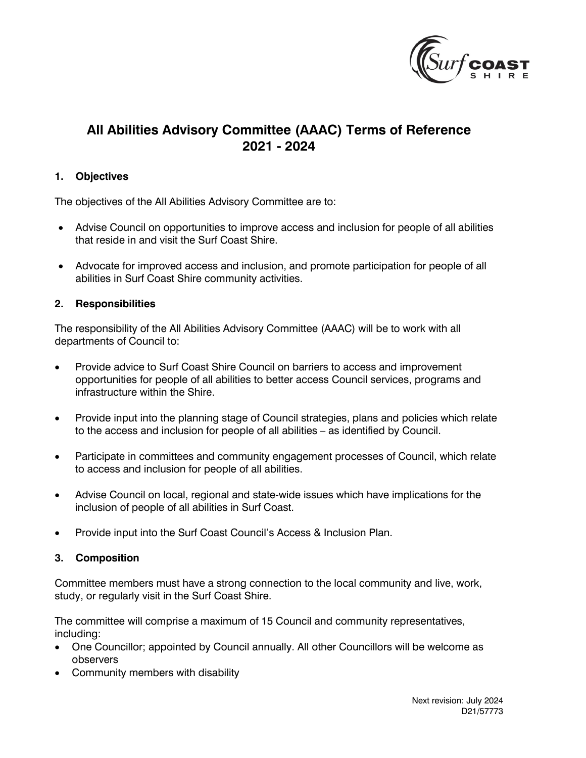# All Abilities Advisory Committee (AAAC) Terms of Reference 2021 - 2024

## 1. Objectives

The objectives of the All Abilities Advisory Committee are to:

- Advise Council on opportunities to improve access and inclusion for people of all abilities that reside in and visit the Surf Coast Shire.
- Advocate for improved access and inclusion, and promote participation for people of all abilities in Surf Coast Shire community activities.

## 2. Responsibilities

The responsibility of the All Abilities Advisory Committee (AAAC) will be to work with all departments of Council to:

- Provide advice to Surf Coast Shire Council on barriers to access and improvement opportunities for people of all abilities to better access Council services, programs and infrastructure within the Shire.
- Provide input into the planning stage of Council strategies, plans and policies which relate to the access and inclusion for people of all abilities – as identified by Council.
- Participate in committees and community engagement processes of Council, which relate to access and inclusion for people of all abilities.
- Advise Council on local, regional and state-wide issues which have implications for the inclusion of people of all abilities in Surf Coast.
- Provide input into the Surf Coast Council's Access & Inclusion Plan.

## 3. Composition

Committee members must have a strong connection to the local community and live, work, study, or regularly visit in the Surf Coast Shire.

The committee will comprise a maximum of 15 Council and community representatives, including:

- One Councillor; appointed by Council annually. All other Councillors will be welcome as observers
- Community members with disability

Next revision: July 2024
D21/57773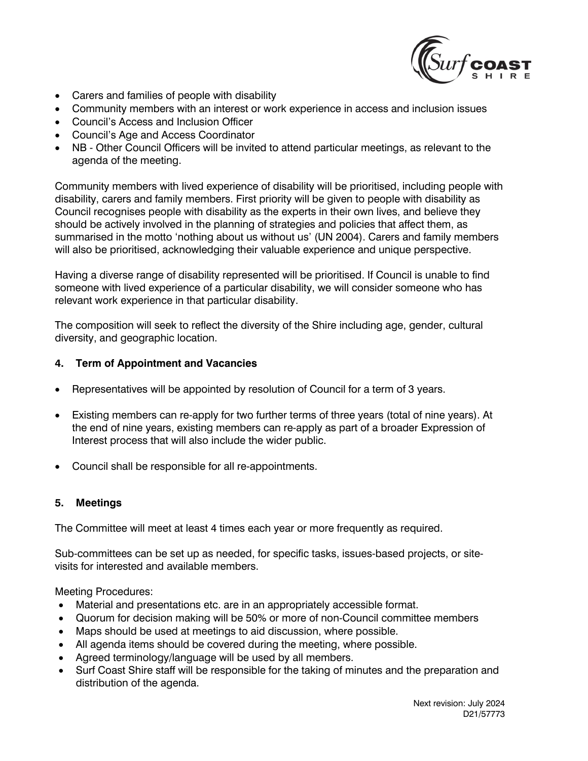- Carers and families of people with disability
- Community members with an interest or work experience in access and inclusion issues
- Council's Access and Inclusion Officer
- Council's Age and Access Coordinator
- NB - Other Council Officers will be invited to attend particular meetings, as relevant to the agenda of the meeting.

Community members with lived experience of disability will be prioritised, including people with disability, carers and family members. First priority will be given to people with disability as Council recognises people with disability as the experts in their own lives, and believe they should be actively involved in the planning of strategies and policies that affect them, as summarised in the motto 'nothing about us without us' (UN 2004). Carers and family members will also be prioritised, acknowledging their valuable experience and unique perspective.

Having a diverse range of disability represented will be prioritised. If Council is unable to find someone with lived experience of a particular disability, we will consider someone who has relevant work experience in that particular disability.

The composition will seek to reflect the diversity of the Shire including age, gender, cultural diversity, and geographic location.

## 4. Term of Appointment and Vacancies

- Representatives will be appointed by resolution of Council for a term of 3 years.
- Existing members can re-apply for two further terms of three years (total of nine years). At the end of nine years, existing members can re-apply as part of a broader Expression of Interest process that will also include the wider public.
- Council shall be responsible for all re-appointments.

## 5. Meetings

The Committee will meet at least 4 times each year or more frequently as required.

Sub-committees can be set up as needed, for specific tasks, issues-based projects, or site-visits for interested and available members.

Meeting Procedures:

- Material and presentations etc. are in an appropriately accessible format.
- Quorum for decision making will be 50% or more of non-Council committee members
- Maps should be used at meetings to aid discussion, where possible.
- All agenda items should be covered during the meeting, where possible.
- Agreed terminology/language will be used by all members.
- Surf Coast Shire staff will be responsible for the taking of minutes and the preparation and distribution of the agenda.

Next revision: July 2024
D21/57773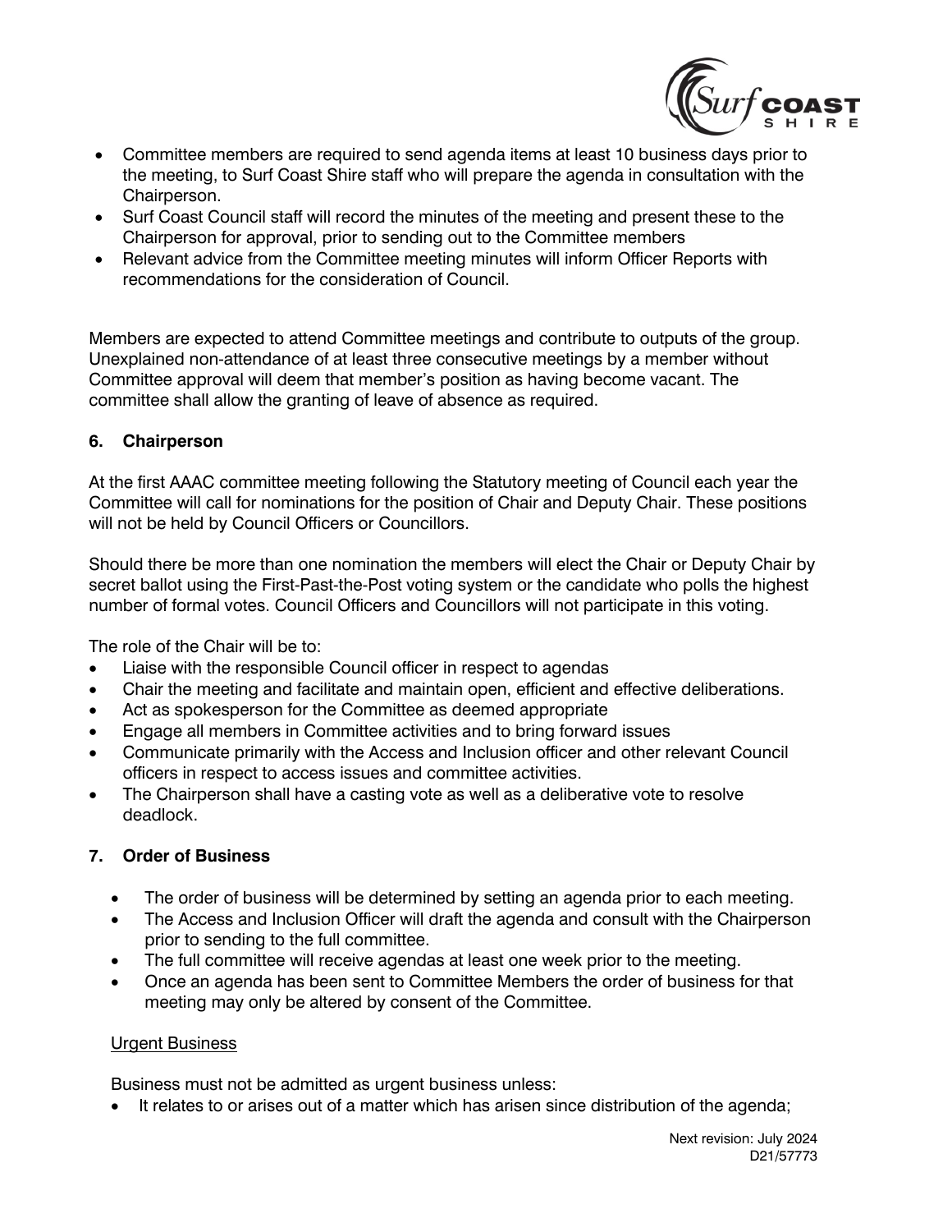- Committee members are required to send agenda items at least 10 business days prior to the meeting, to Surf Coast Shire staff who will prepare the agenda in consultation with the Chairperson.
- Surf Coast Council staff will record the minutes of the meeting and present these to the Chairperson for approval, prior to sending out to the Committee members
- Relevant advice from the Committee meeting minutes will inform Officer Reports with recommendations for the consideration of Council.

Members are expected to attend Committee meetings and contribute to outputs of the group. Unexplained non-attendance of at least three consecutive meetings by a member without Committee approval will deem that member's position as having become vacant. The committee shall allow the granting of leave of absence as required.

## 6. Chairperson

At the first AAAC committee meeting following the Statutory meeting of Council each year the Committee will call for nominations for the position of Chair and Deputy Chair. These positions will not be held by Council Officers or Councillors.

Should there be more than one nomination the members will elect the Chair or Deputy Chair by secret ballot using the First-Past-the-Post voting system or the candidate who polls the highest number of formal votes. Council Officers and Councillors will not participate in this voting.

The role of the Chair will be to:

- Liaise with the responsible Council officer in respect to agendas
- Chair the meeting and facilitate and maintain open, efficient and effective deliberations.
- Act as spokesperson for the Committee as deemed appropriate
- Engage all members in Committee activities and to bring forward issues
- Communicate primarily with the Access and Inclusion officer and other relevant Council officers in respect to access issues and committee activities.
- The Chairperson shall have a casting vote as well as a deliberative vote to resolve deadlock.

## 7. Order of Business

- The order of business will be determined by setting an agenda prior to each meeting.
- The Access and Inclusion Officer will draft the agenda and consult with the Chairperson prior to sending to the full committee.
- The full committee will receive agendas at least one week prior to the meeting.
- Once an agenda has been sent to Committee Members the order of business for that meeting may only be altered by consent of the Committee.

<u>Urgent Business</u>

Business must not be admitted as urgent business unless:

- It relates to or arises out of a matter which has arisen since distribution of the agenda;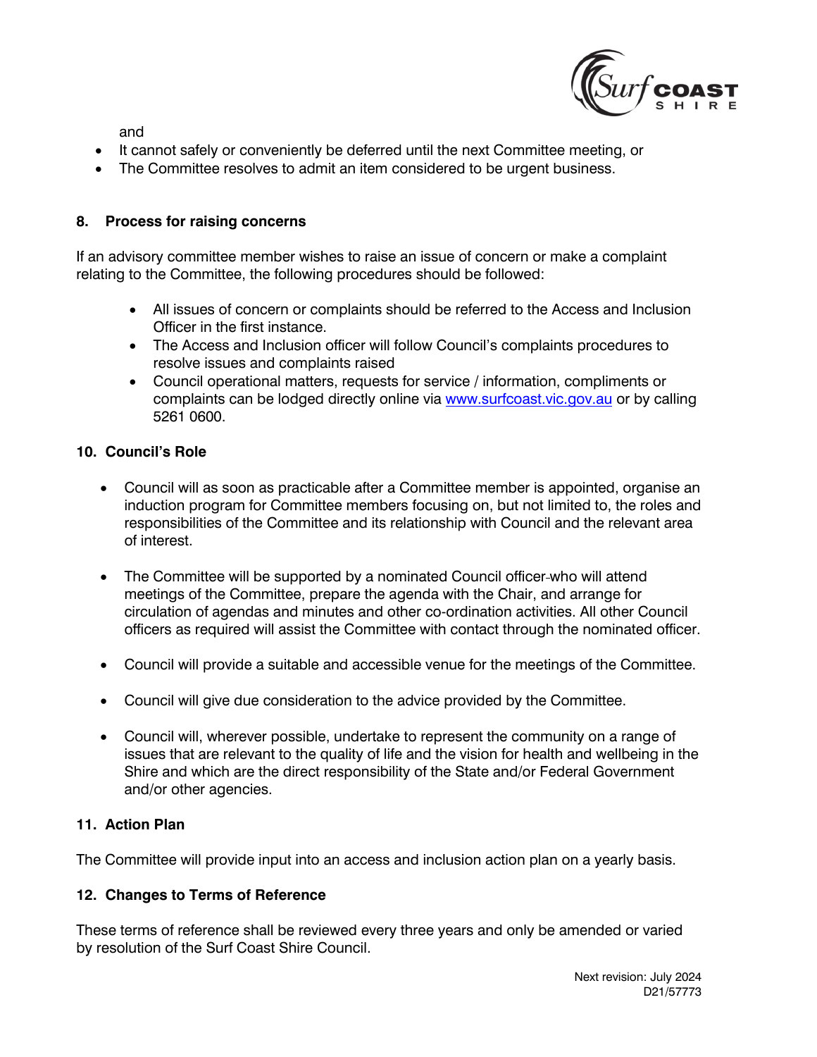and

- It cannot safely or conveniently be deferred until the next Committee meeting, or
- The Committee resolves to admit an item considered to be urgent business.

## 8. Process for raising concerns

If an advisory committee member wishes to raise an issue of concern or make a complaint relating to the Committee, the following procedures should be followed:

- All issues of concern or complaints should be referred to the Access and Inclusion Officer in the first instance.
- The Access and Inclusion officer will follow Council's complaints procedures to resolve issues and complaints raised
- Council operational matters, requests for service / information, compliments or complaints can be lodged directly online via [www.surfcoast.vic.gov.au](http://www.surfcoast.vic.gov.au) or by calling 5261 0600.

## 10. Council's Role

- Council will as soon as practicable after a Committee member is appointed, organise an induction program for Committee members focusing on, but not limited to, the roles and responsibilities of the Committee and its relationship with Council and the relevant area of interest.

- The Committee will be supported by a nominated Council officer who will attend meetings of the Committee, prepare the agenda with the Chair, and arrange for circulation of agendas and minutes and other co-ordination activities. All other Council officers as required will assist the Committee with contact through the nominated officer.

- Council will provide a suitable and accessible venue for the meetings of the Committee.

- Council will give due consideration to the advice provided by the Committee.

- Council will, wherever possible, undertake to represent the community on a range of issues that are relevant to the quality of life and the vision for health and wellbeing in the Shire and which are the direct responsibility of the State and/or Federal Government and/or other agencies.

## 11. Action Plan

The Committee will provide input into an access and inclusion action plan on a yearly basis.

## 12. Changes to Terms of Reference

These terms of reference shall be reviewed every three years and only be amended or varied by resolution of the Surf Coast Shire Council.

Next revision: July 2024
D21/57773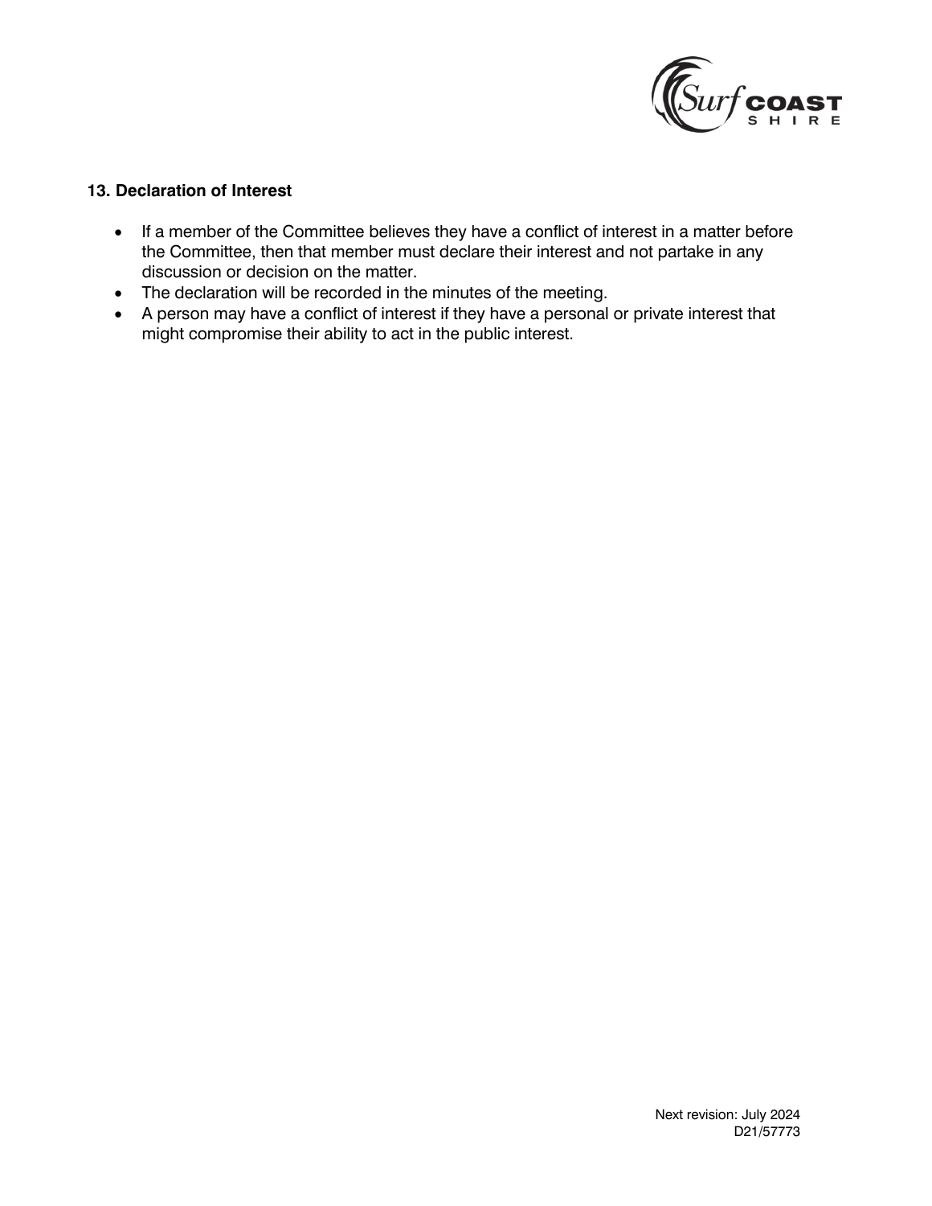## 13. Declaration of Interest

- If a member of the Committee believes they have a conflict of interest in a matter before the Committee, then that member must declare their interest and not partake in any discussion or decision on the matter.
- The declaration will be recorded in the minutes of the meeting.
- A person may have a conflict of interest if they have a personal or private interest that might compromise their ability to act in the public interest.

Next revision: July 2024
D21/57773